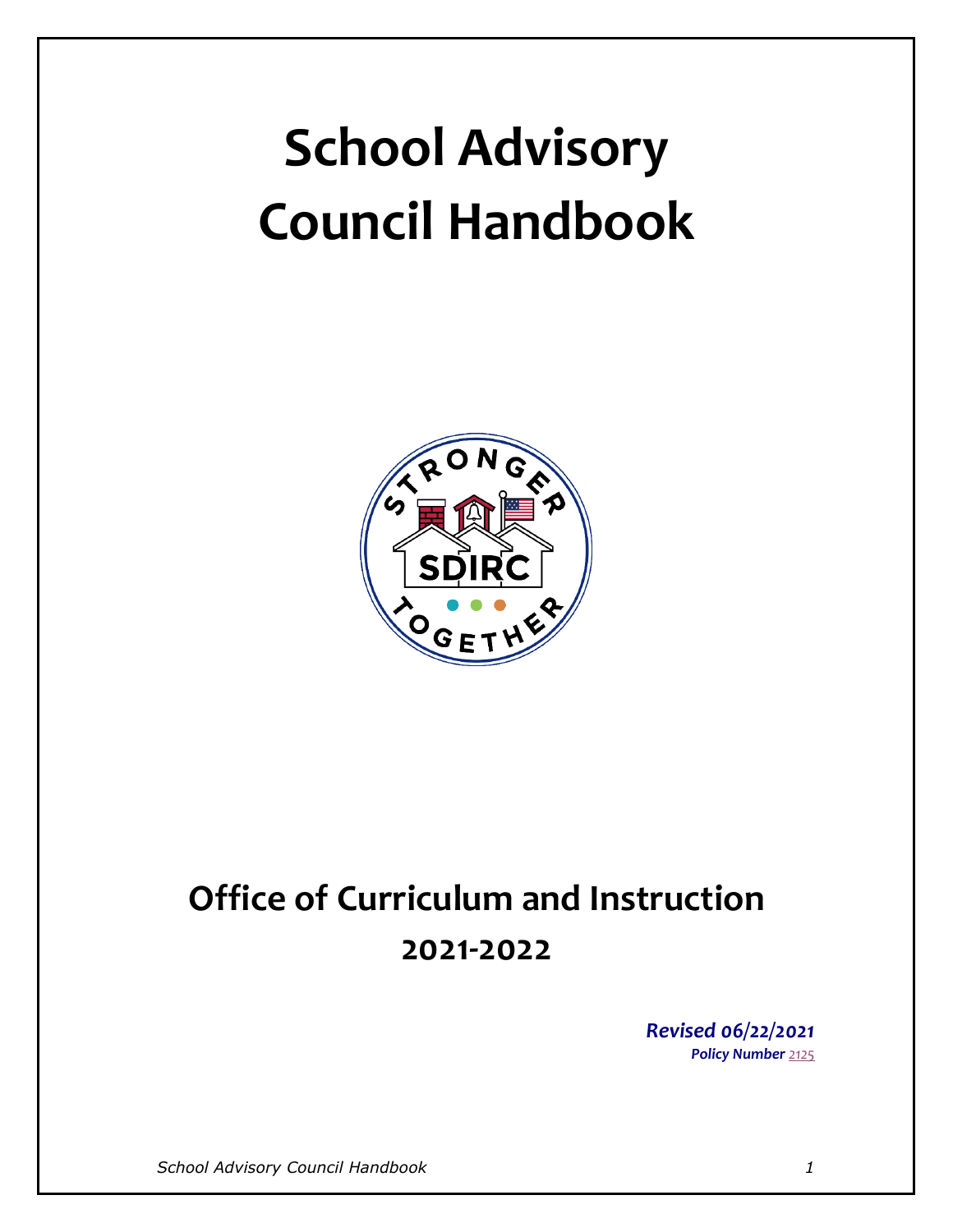# School Advisory Council Handbook

## Office of Curriculum and Instruction

## 2021-2022

***Revised 06/22/2021***

***Policy Number*** 2125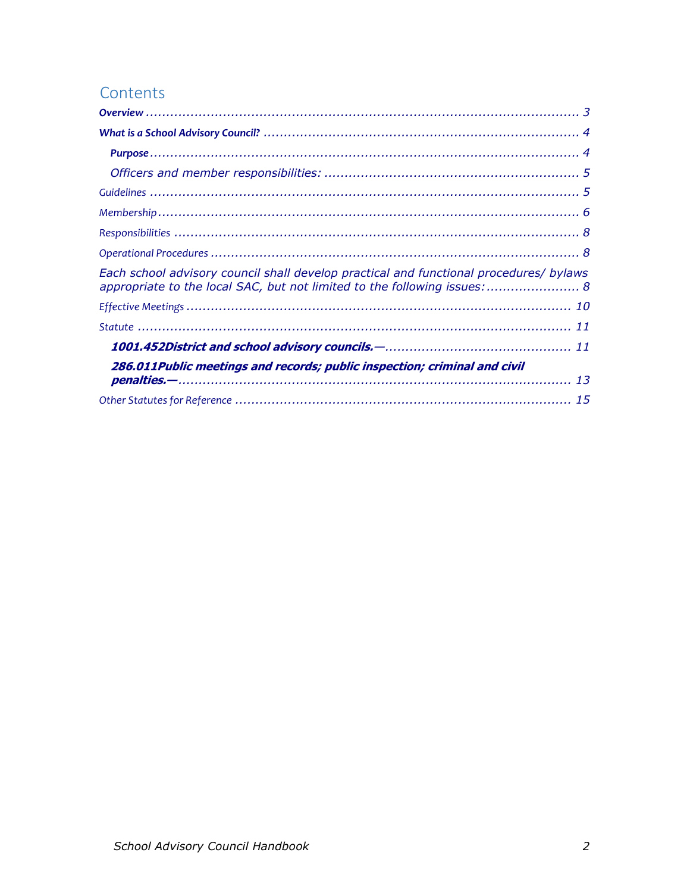# Contents

**Overview** ........................................................................................................ 3

**What is a School Advisory Council?** ........................................................................ 4

- **Purpose** ........................................................................................................ 4
- *Officers and member responsibilities:* .......................................................... 5

Guidelines ........................................................................................................ 5

Membership ........................................................................................................ 6

Responsibilities ........................................................................................................ 8

Operational Procedures ........................................................................................ 8

*Each school advisory council shall develop practical and functional procedures/ bylaws appropriate to the local SAC, but not limited to the following issues:* ...................... 8

Effective Meetings ........................................................................................................ 10

Statute ........................................................................................................ 11

- ***1001.452District and school advisory councils.—*** ............................................ 11
- ***286.011Public meetings and records; public inspection; criminal and civil penalties.—*** ........................................................................................................ 13

Other Statutes for Reference ........................................................................................ 15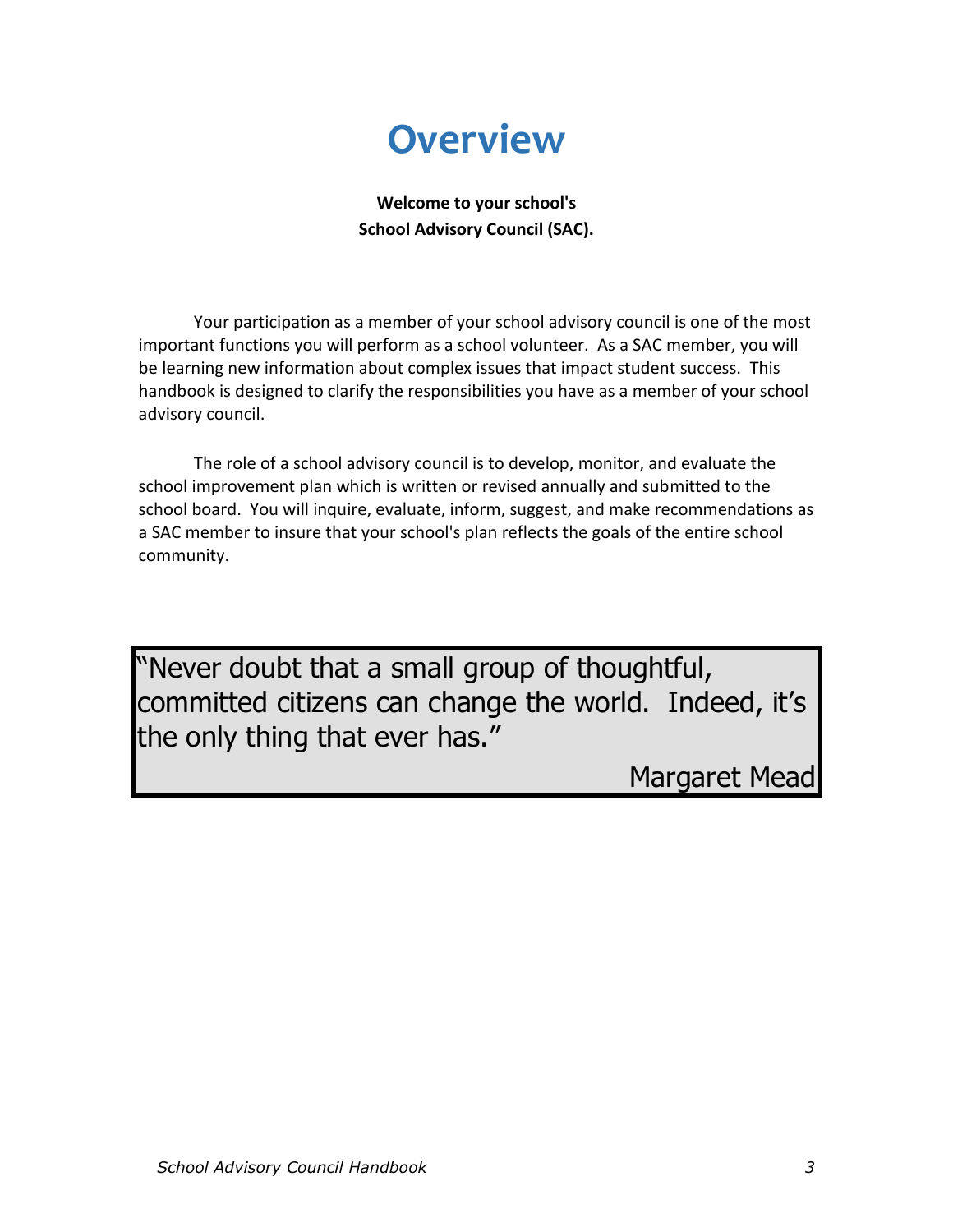# Overview

**Welcome to your school's**
**School Advisory Council (SAC).**

Your participation as a member of your school advisory council is one of the most important functions you will perform as a school volunteer. As a SAC member, you will be learning new information about complex issues that impact student success. This handbook is designed to clarify the responsibilities you have as a member of your school advisory council.

The role of a school advisory council is to develop, monitor, and evaluate the school improvement plan which is written or revised annually and submitted to the school board. You will inquire, evaluate, inform, suggest, and make recommendations as a SAC member to insure that your school's plan reflects the goals of the entire school community.

> "Never doubt that a small group of thoughtful, committed citizens can change the world. Indeed, it's the only thing that ever has."
>
> Margaret Mead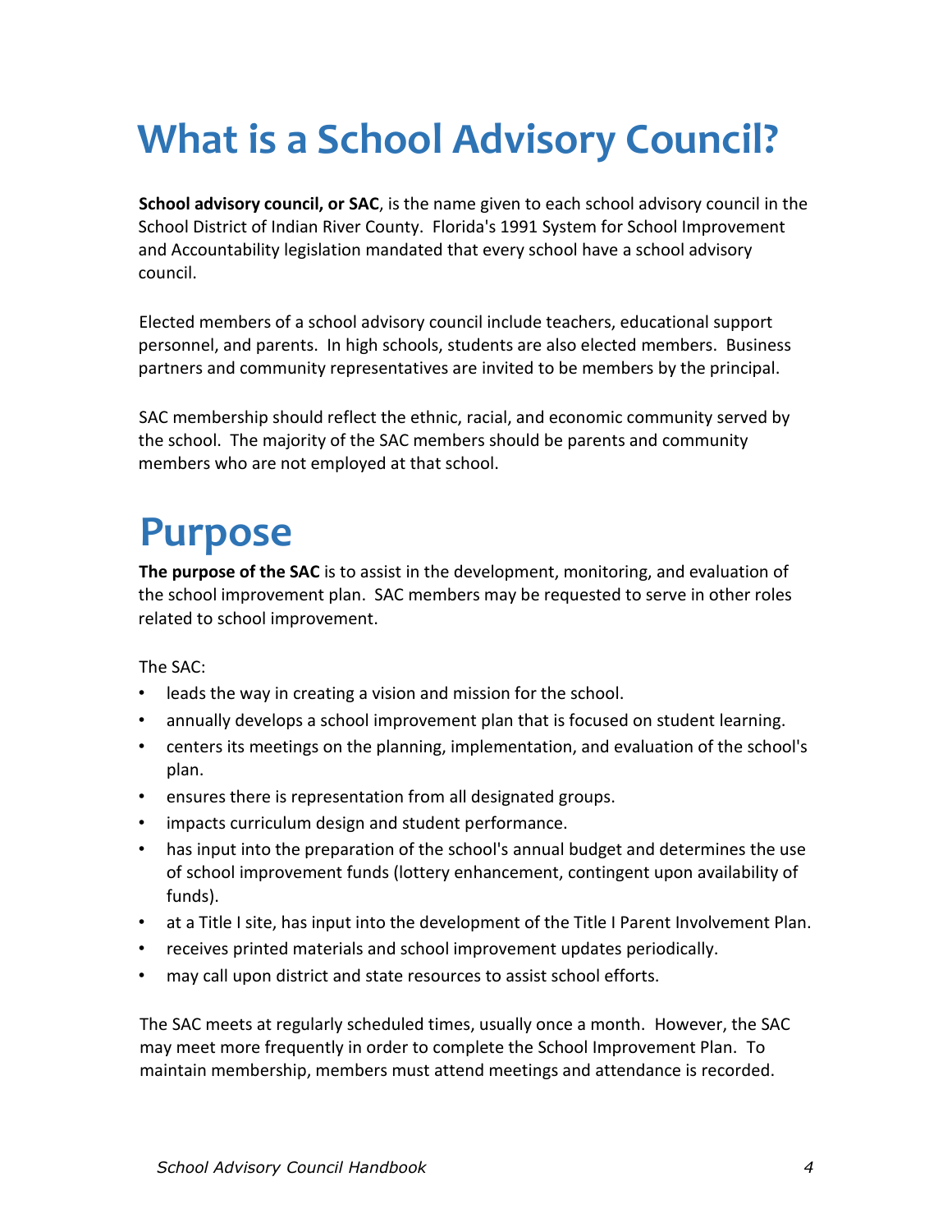# What is a School Advisory Council?

**School advisory council, or SAC**, is the name given to each school advisory council in the School District of Indian River County. Florida's 1991 System for School Improvement and Accountability legislation mandated that every school have a school advisory council.

Elected members of a school advisory council include teachers, educational support personnel, and parents. In high schools, students are also elected members. Business partners and community representatives are invited to be members by the principal.

SAC membership should reflect the ethnic, racial, and economic community served by the school. The majority of the SAC members should be parents and community members who are not employed at that school.

# Purpose

**The purpose of the SAC** is to assist in the development, monitoring, and evaluation of the school improvement plan. SAC members may be requested to serve in other roles related to school improvement.

The SAC:

- leads the way in creating a vision and mission for the school.
- annually develops a school improvement plan that is focused on student learning.
- centers its meetings on the planning, implementation, and evaluation of the school's plan.
- ensures there is representation from all designated groups.
- impacts curriculum design and student performance.
- has input into the preparation of the school's annual budget and determines the use of school improvement funds (lottery enhancement, contingent upon availability of funds).
- at a Title I site, has input into the development of the Title I Parent Involvement Plan.
- receives printed materials and school improvement updates periodically.
- may call upon district and state resources to assist school efforts.

The SAC meets at regularly scheduled times, usually once a month. However, the SAC may meet more frequently in order to complete the School Improvement Plan. To maintain membership, members must attend meetings and attendance is recorded.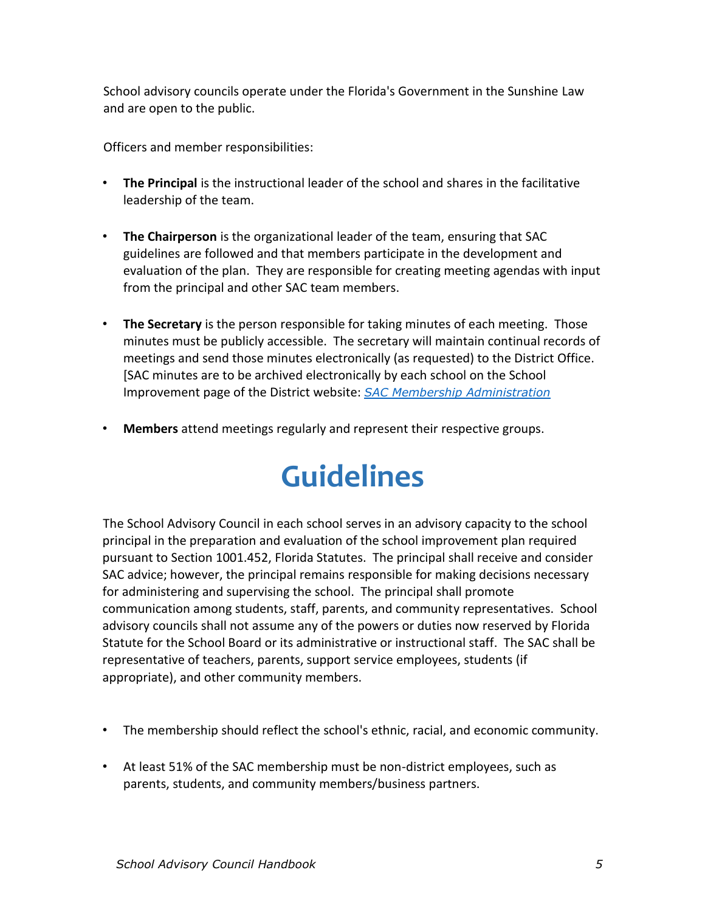School advisory councils operate under the Florida's Government in the Sunshine Law and are open to the public.

Officers and member responsibilities:

- **The Principal** is the instructional leader of the school and shares in the facilitative leadership of the team.
- **The Chairperson** is the organizational leader of the team, ensuring that SAC guidelines are followed and that members participate in the development and evaluation of the plan. They are responsible for creating meeting agendas with input from the principal and other SAC team members.
- **The Secretary** is the person responsible for taking minutes of each meeting. Those minutes must be publicly accessible. The secretary will maintain continual records of meetings and send those minutes electronically (as requested) to the District Office. [SAC minutes are to be archived electronically by each school on the School Improvement page of the District website: *SAC Membership Administration*
- **Members** attend meetings regularly and represent their respective groups.

# Guidelines

The School Advisory Council in each school serves in an advisory capacity to the school principal in the preparation and evaluation of the school improvement plan required pursuant to Section 1001.452, Florida Statutes. The principal shall receive and consider SAC advice; however, the principal remains responsible for making decisions necessary for administering and supervising the school. The principal shall promote communication among students, staff, parents, and community representatives. School advisory councils shall not assume any of the powers or duties now reserved by Florida Statute for the School Board or its administrative or instructional staff. The SAC shall be representative of teachers, parents, support service employees, students (if appropriate), and other community members.

- The membership should reflect the school's ethnic, racial, and economic community.
- At least 51% of the SAC membership must be non-district employees, such as parents, students, and community members/business partners.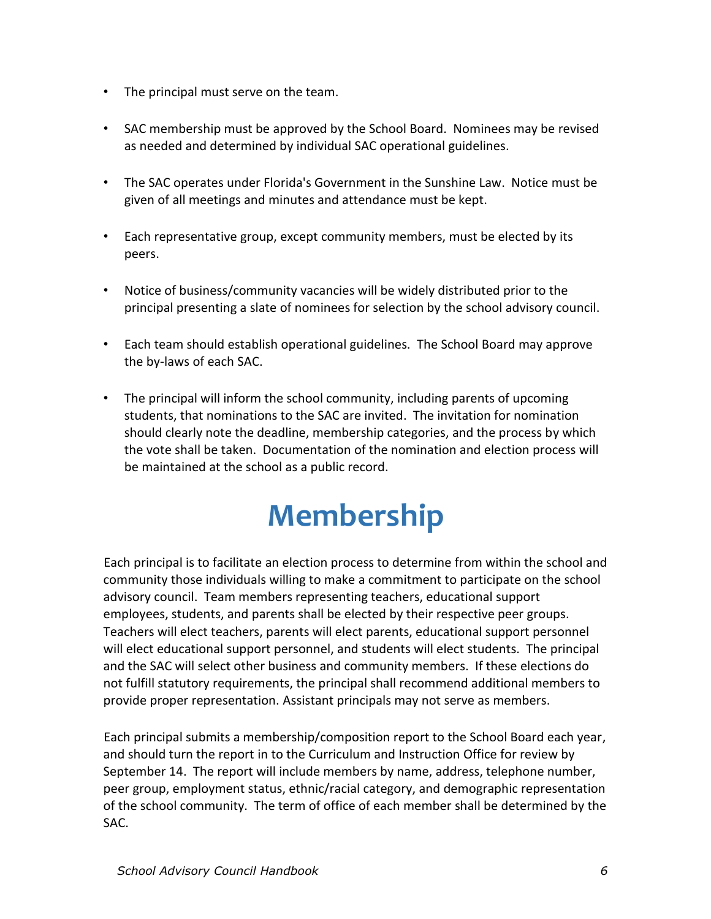- The principal must serve on the team.
- SAC membership must be approved by the School Board. Nominees may be revised as needed and determined by individual SAC operational guidelines.
- The SAC operates under Florida's Government in the Sunshine Law. Notice must be given of all meetings and minutes and attendance must be kept.
- Each representative group, except community members, must be elected by its peers.
- Notice of business/community vacancies will be widely distributed prior to the principal presenting a slate of nominees for selection by the school advisory council.
- Each team should establish operational guidelines. The School Board may approve the by-laws of each SAC.
- The principal will inform the school community, including parents of upcoming students, that nominations to the SAC are invited. The invitation for nomination should clearly note the deadline, membership categories, and the process by which the vote shall be taken. Documentation of the nomination and election process will be maintained at the school as a public record.

# Membership

Each principal is to facilitate an election process to determine from within the school and community those individuals willing to make a commitment to participate on the school advisory council. Team members representing teachers, educational support employees, students, and parents shall be elected by their respective peer groups. Teachers will elect teachers, parents will elect parents, educational support personnel will elect educational support personnel, and students will elect students. The principal and the SAC will select other business and community members. If these elections do not fulfill statutory requirements, the principal shall recommend additional members to provide proper representation. Assistant principals may not serve as members.

Each principal submits a membership/composition report to the School Board each year, and should turn the report in to the Curriculum and Instruction Office for review by September 14. The report will include members by name, address, telephone number, peer group, employment status, ethnic/racial category, and demographic representation of the school community. The term of office of each member shall be determined by the SAC.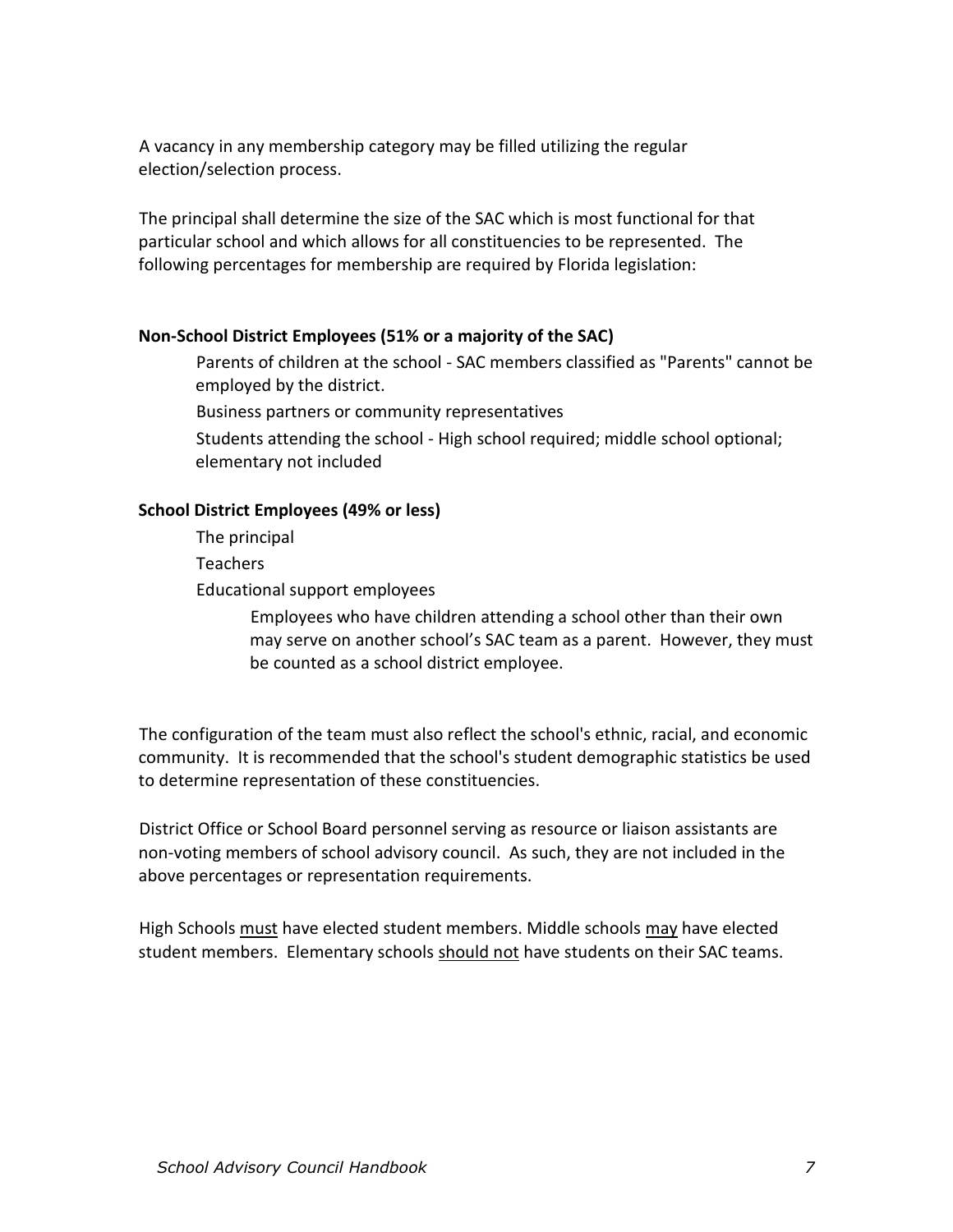A vacancy in any membership category may be filled utilizing the regular election/selection process.

The principal shall determine the size of the SAC which is most functional for that particular school and which allows for all constituencies to be represented. The following percentages for membership are required by Florida legislation:

**Non-School District Employees (51% or a majority of the SAC)**

- Parents of children at the school - SAC members classified as "Parents" cannot be employed by the district.
- Business partners or community representatives
- Students attending the school - High school required; middle school optional; elementary not included

**School District Employees (49% or less)**

- The principal
- Teachers
- Educational support employees
  - Employees who have children attending a school other than their own may serve on another school's SAC team as a parent. However, they must be counted as a school district employee.

The configuration of the team must also reflect the school's ethnic, racial, and economic community. It is recommended that the school's student demographic statistics be used to determine representation of these constituencies.

District Office or School Board personnel serving as resource or liaison assistants are non-voting members of school advisory council. As such, they are not included in the above percentages or representation requirements.

High Schools <u>must</u> have elected student members. Middle schools <u>may</u> have elected student members. Elementary schools <u>should not</u> have students on their SAC teams.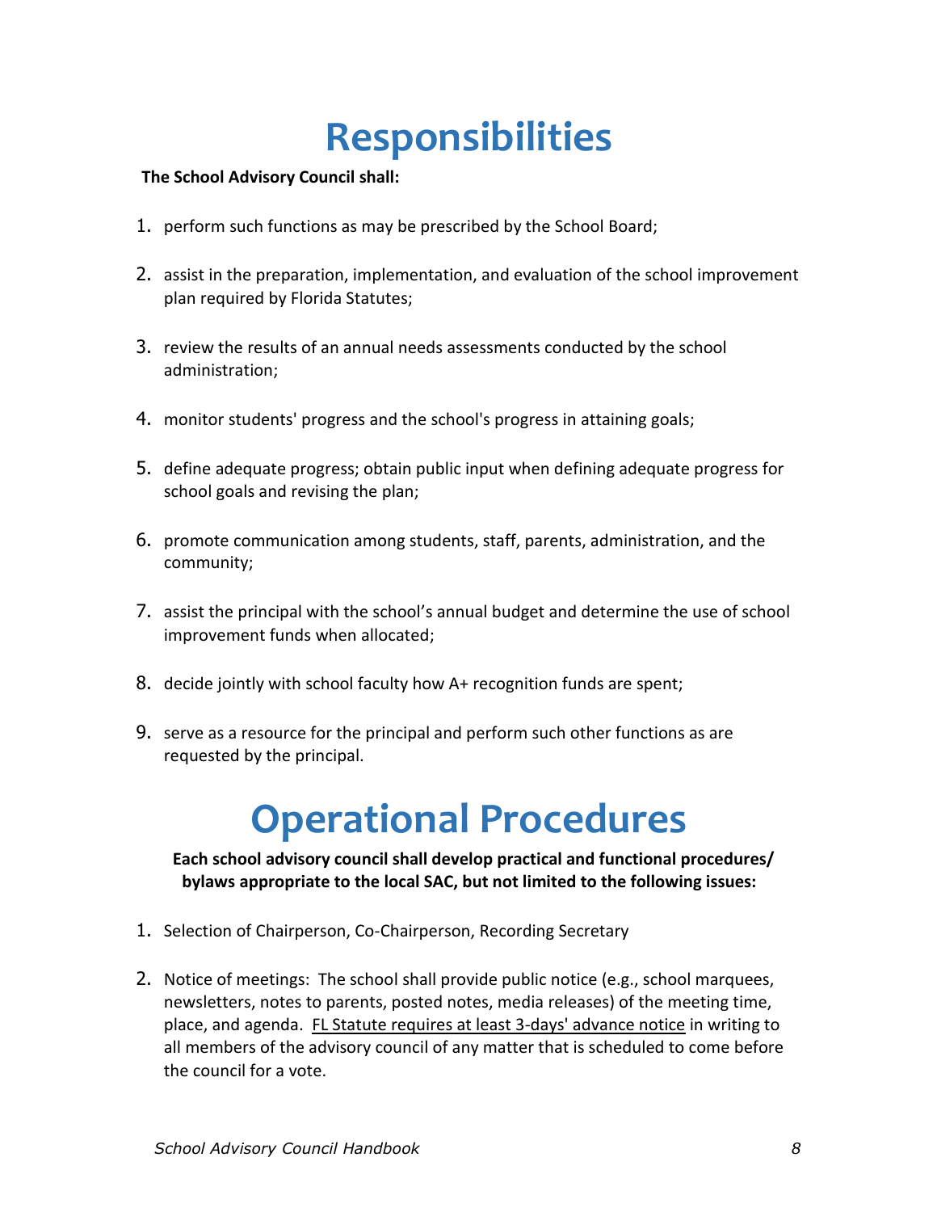# Responsibilities

**The School Advisory Council shall:**

1. perform such functions as may be prescribed by the School Board;
2. assist in the preparation, implementation, and evaluation of the school improvement plan required by Florida Statutes;
3. review the results of an annual needs assessments conducted by the school administration;
4. monitor students' progress and the school's progress in attaining goals;
5. define adequate progress; obtain public input when defining adequate progress for school goals and revising the plan;
6. promote communication among students, staff, parents, administration, and the community;
7. assist the principal with the school's annual budget and determine the use of school improvement funds when allocated;
8. decide jointly with school faculty how A+ recognition funds are spent;
9. serve as a resource for the principal and perform such other functions as are requested by the principal.

# Operational Procedures

**Each school advisory council shall develop practical and functional procedures/ bylaws appropriate to the local SAC, but not limited to the following issues:**

1. Selection of Chairperson, Co-Chairperson, Recording Secretary
2. Notice of meetings: The school shall provide public notice (e.g., school marquees, newsletters, notes to parents, posted notes, media releases) of the meeting time, place, and agenda. <u>FL Statute requires at least 3-days' advance notice</u> in writing to all members of the advisory council of any matter that is scheduled to come before the council for a vote.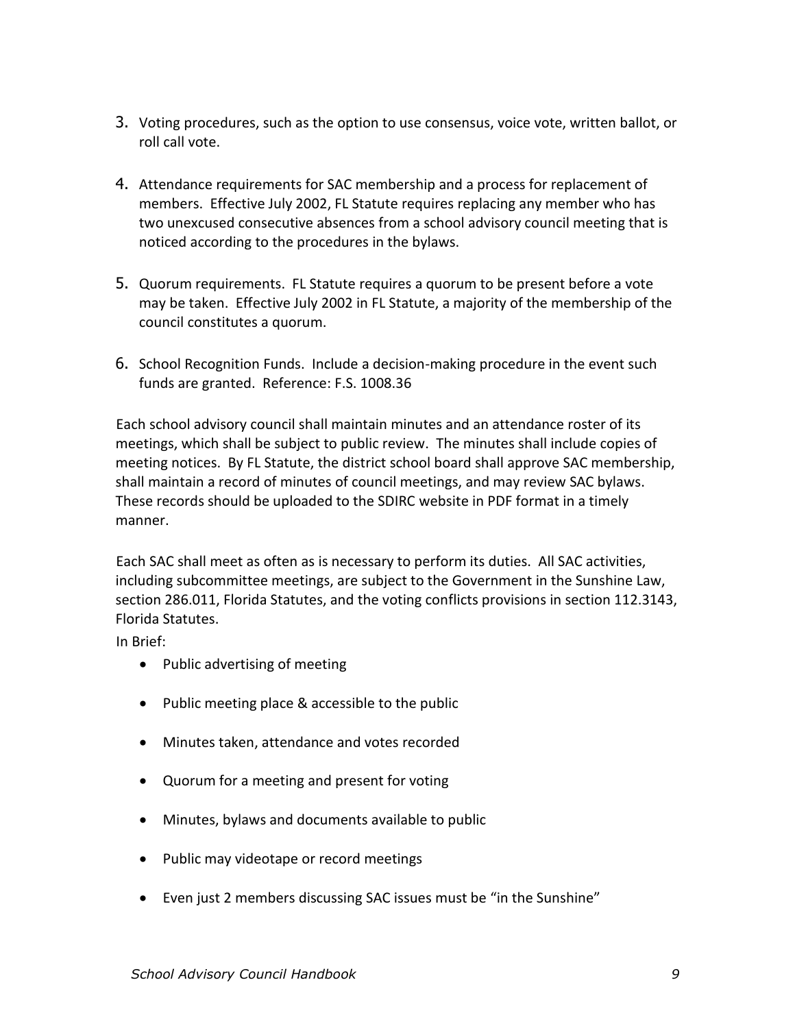3. Voting procedures, such as the option to use consensus, voice vote, written ballot, or roll call vote.

4. Attendance requirements for SAC membership and a process for replacement of members. Effective July 2002, FL Statute requires replacing any member who has two unexcused consecutive absences from a school advisory council meeting that is noticed according to the procedures in the bylaws.

5. Quorum requirements. FL Statute requires a quorum to be present before a vote may be taken. Effective July 2002 in FL Statute, a majority of the membership of the council constitutes a quorum.

6. School Recognition Funds. Include a decision-making procedure in the event such funds are granted. Reference: F.S. 1008.36

Each school advisory council shall maintain minutes and an attendance roster of its meetings, which shall be subject to public review. The minutes shall include copies of meeting notices. By FL Statute, the district school board shall approve SAC membership, shall maintain a record of minutes of council meetings, and may review SAC bylaws. These records should be uploaded to the SDIRC website in PDF format in a timely manner.

Each SAC shall meet as often as is necessary to perform its duties. All SAC activities, including subcommittee meetings, are subject to the Government in the Sunshine Law, section 286.011, Florida Statutes, and the voting conflicts provisions in section 112.3143, Florida Statutes.

In Brief:

- Public advertising of meeting
- Public meeting place & accessible to the public
- Minutes taken, attendance and votes recorded
- Quorum for a meeting and present for voting
- Minutes, bylaws and documents available to public
- Public may videotape or record meetings
- Even just 2 members discussing SAC issues must be "in the Sunshine"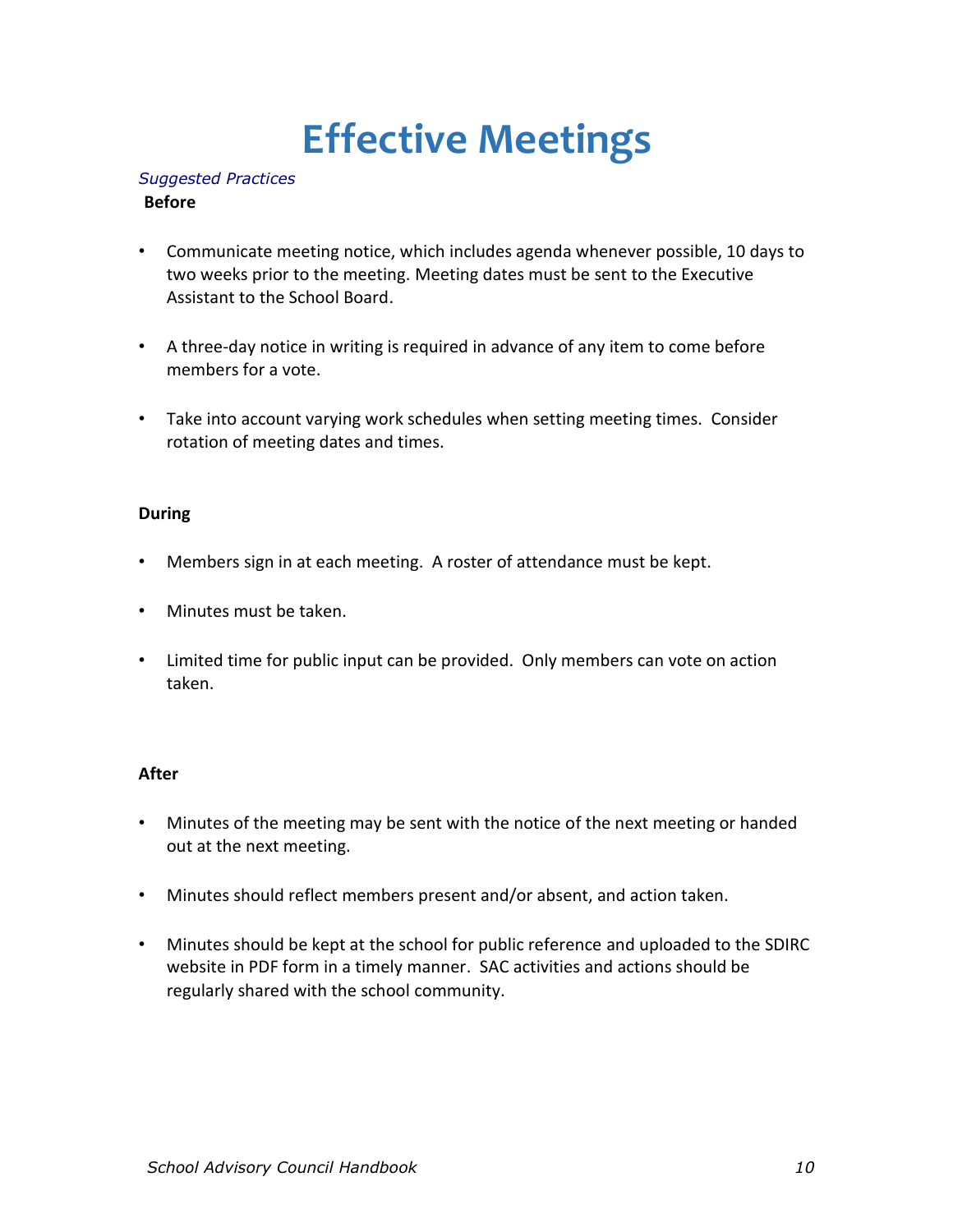# Effective Meetings

*Suggested Practices*

**Before**

- Communicate meeting notice, which includes agenda whenever possible, 10 days to two weeks prior to the meeting. Meeting dates must be sent to the Executive Assistant to the School Board.

- A three-day notice in writing is required in advance of any item to come before members for a vote.

- Take into account varying work schedules when setting meeting times. Consider rotation of meeting dates and times.

**During**

- Members sign in at each meeting. A roster of attendance must be kept.

- Minutes must be taken.

- Limited time for public input can be provided. Only members can vote on action taken.

**After**

- Minutes of the meeting may be sent with the notice of the next meeting or handed out at the next meeting.

- Minutes should reflect members present and/or absent, and action taken.

- Minutes should be kept at the school for public reference and uploaded to the SDIRC website in PDF form in a timely manner. SAC activities and actions should be regularly shared with the school community.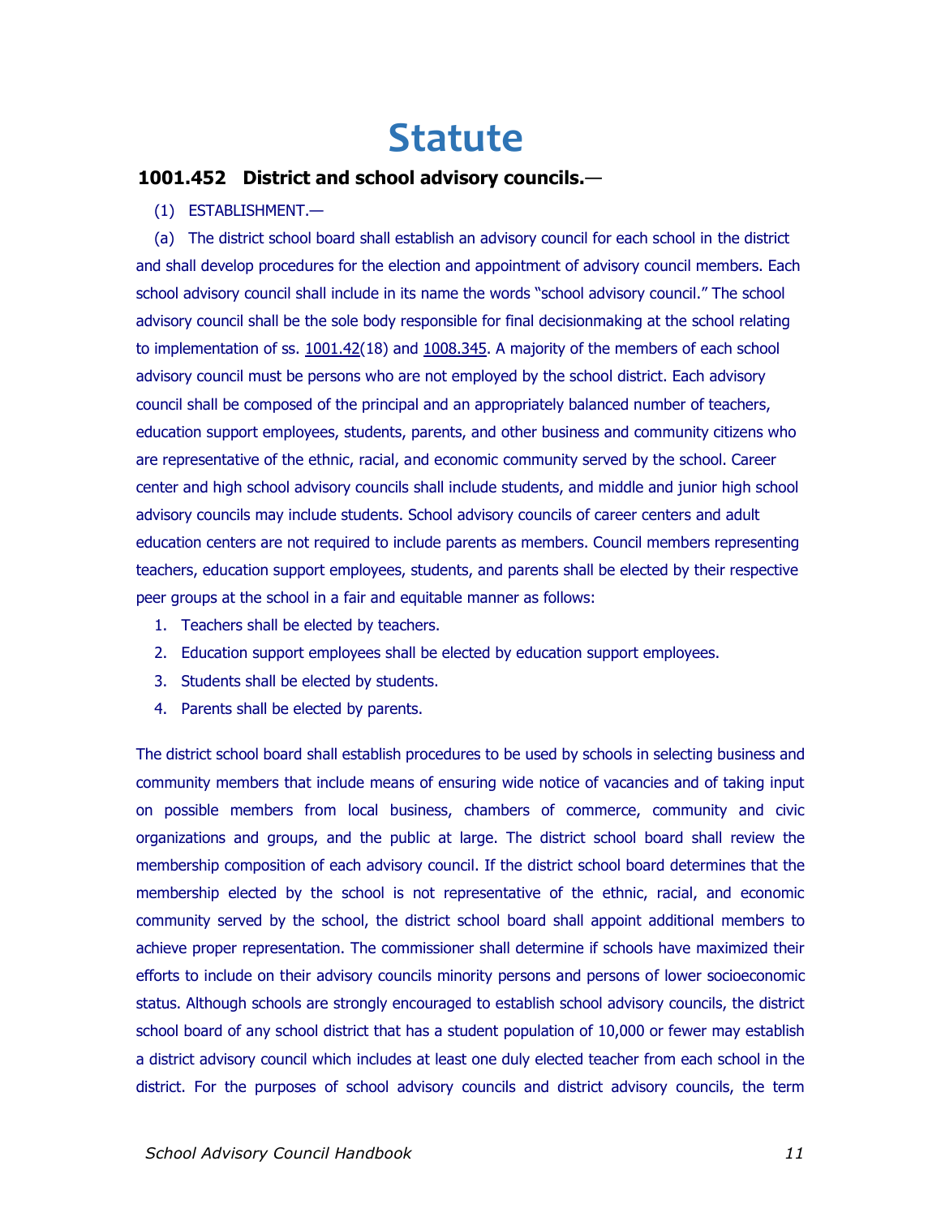# Statute

### 1001.452 District and school advisory councils.—

(1) ESTABLISHMENT.—

(a) The district school board shall establish an advisory council for each school in the district and shall develop procedures for the election and appointment of advisory council members. Each school advisory council shall include in its name the words "school advisory council." The school advisory council shall be the sole body responsible for final decisionmaking at the school relating to implementation of ss. 1001.42(18) and 1008.345. A majority of the members of each school advisory council must be persons who are not employed by the school district. Each advisory council shall be composed of the principal and an appropriately balanced number of teachers, education support employees, students, parents, and other business and community citizens who are representative of the ethnic, racial, and economic community served by the school. Career center and high school advisory councils shall include students, and middle and junior high school advisory councils may include students. School advisory councils of career centers and adult education centers are not required to include parents as members. Council members representing teachers, education support employees, students, and parents shall be elected by their respective peer groups at the school in a fair and equitable manner as follows:

1. Teachers shall be elected by teachers.
2. Education support employees shall be elected by education support employees.
3. Students shall be elected by students.
4. Parents shall be elected by parents.

The district school board shall establish procedures to be used by schools in selecting business and community members that include means of ensuring wide notice of vacancies and of taking input on possible members from local business, chambers of commerce, community and civic organizations and groups, and the public at large. The district school board shall review the membership composition of each advisory council. If the district school board determines that the membership elected by the school is not representative of the ethnic, racial, and economic community served by the school, the district school board shall appoint additional members to achieve proper representation. The commissioner shall determine if schools have maximized their efforts to include on their advisory councils minority persons and persons of lower socioeconomic status. Although schools are strongly encouraged to establish school advisory councils, the district school board of any school district that has a student population of 10,000 or fewer may establish a district advisory council which includes at least one duly elected teacher from each school in the district. For the purposes of school advisory councils and district advisory councils, the term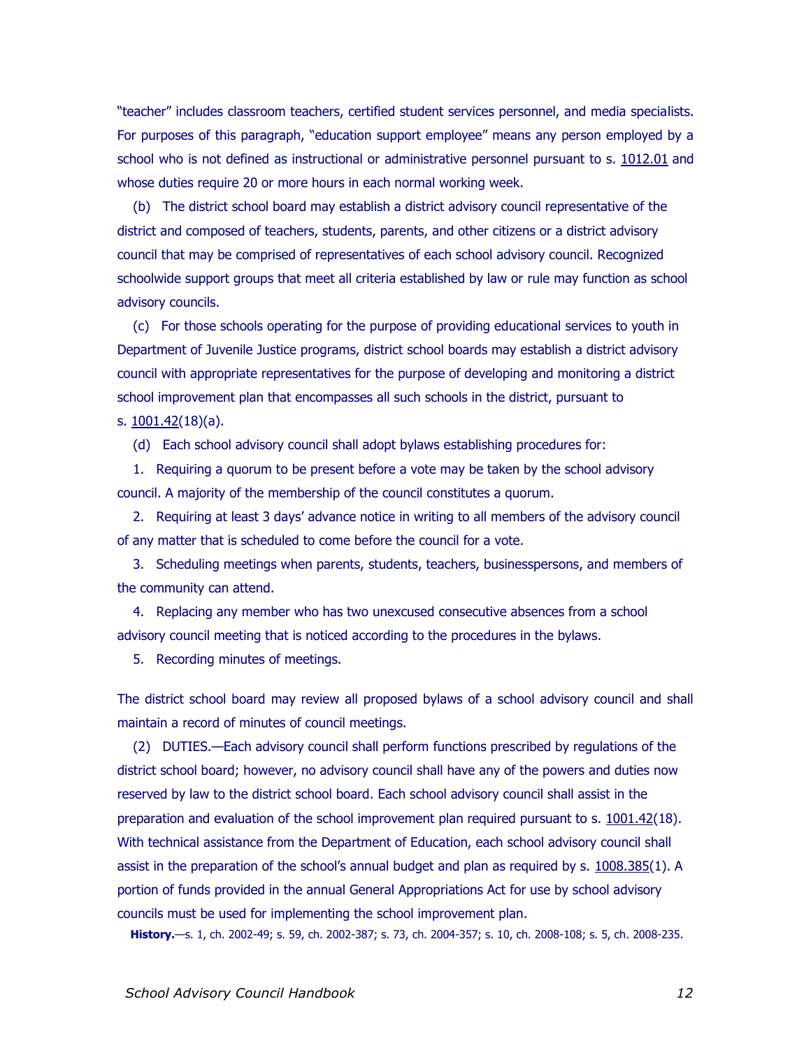"teacher" includes classroom teachers, certified student services personnel, and media specialists. For purposes of this paragraph, "education support employee" means any person employed by a school who is not defined as instructional or administrative personnel pursuant to s. 1012.01 and whose duties require 20 or more hours in each normal working week.

(b) The district school board may establish a district advisory council representative of the district and composed of teachers, students, parents, and other citizens or a district advisory council that may be comprised of representatives of each school advisory council. Recognized schoolwide support groups that meet all criteria established by law or rule may function as school advisory councils.

(c) For those schools operating for the purpose of providing educational services to youth in Department of Juvenile Justice programs, district school boards may establish a district advisory council with appropriate representatives for the purpose of developing and monitoring a district school improvement plan that encompasses all such schools in the district, pursuant to s. 1001.42(18)(a).

(d) Each school advisory council shall adopt bylaws establishing procedures for:

1. Requiring a quorum to be present before a vote may be taken by the school advisory council. A majority of the membership of the council constitutes a quorum.

2. Requiring at least 3 days' advance notice in writing to all members of the advisory council of any matter that is scheduled to come before the council for a vote.

3. Scheduling meetings when parents, students, teachers, businesspersons, and members of the community can attend.

4. Replacing any member who has two unexcused consecutive absences from a school advisory council meeting that is noticed according to the procedures in the bylaws.

5. Recording minutes of meetings.

The district school board may review all proposed bylaws of a school advisory council and shall maintain a record of minutes of council meetings.

(2) DUTIES.—Each advisory council shall perform functions prescribed by regulations of the district school board; however, no advisory council shall have any of the powers and duties now reserved by law to the district school board. Each school advisory council shall assist in the preparation and evaluation of the school improvement plan required pursuant to s. 1001.42(18). With technical assistance from the Department of Education, each school advisory council shall assist in the preparation of the school's annual budget and plan as required by s. 1008.385(1). A portion of funds provided in the annual General Appropriations Act for use by school advisory councils must be used for implementing the school improvement plan.

**History.**—s. 1, ch. 2002-49; s. 59, ch. 2002-387; s. 73, ch. 2004-357; s. 10, ch. 2008-108; s. 5, ch. 2008-235.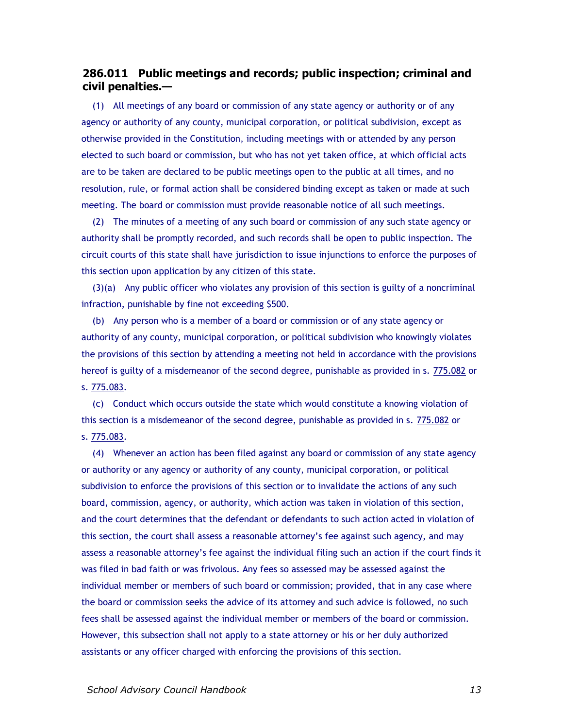### 286.011 Public meetings and records; public inspection; criminal and civil penalties.—

(1) All meetings of any board or commission of any state agency or authority or of any agency or authority of any county, municipal corporation, or political subdivision, except as otherwise provided in the Constitution, including meetings with or attended by any person elected to such board or commission, but who has not yet taken office, at which official acts are to be taken are declared to be public meetings open to the public at all times, and no resolution, rule, or formal action shall be considered binding except as taken or made at such meeting. The board or commission must provide reasonable notice of all such meetings.

(2) The minutes of a meeting of any such board or commission of any such state agency or authority shall be promptly recorded, and such records shall be open to public inspection. The circuit courts of this state shall have jurisdiction to issue injunctions to enforce the purposes of this section upon application by any citizen of this state.

(3)(a) Any public officer who violates any provision of this section is guilty of a noncriminal infraction, punishable by fine not exceeding $500.

(b) Any person who is a member of a board or commission or of any state agency or authority of any county, municipal corporation, or political subdivision who knowingly violates the provisions of this section by attending a meeting not held in accordance with the provisions hereof is guilty of a misdemeanor of the second degree, punishable as provided in s. 775.082 or s. 775.083.

(c) Conduct which occurs outside the state which would constitute a knowing violation of this section is a misdemeanor of the second degree, punishable as provided in s. 775.082 or s. 775.083.

(4) Whenever an action has been filed against any board or commission of any state agency or authority or any agency or authority of any county, municipal corporation, or political subdivision to enforce the provisions of this section or to invalidate the actions of any such board, commission, agency, or authority, which action was taken in violation of this section, and the court determines that the defendant or defendants to such action acted in violation of this section, the court shall assess a reasonable attorney's fee against such agency, and may assess a reasonable attorney's fee against the individual filing such an action if the court finds it was filed in bad faith or was frivolous. Any fees so assessed may be assessed against the individual member or members of such board or commission; provided, that in any case where the board or commission seeks the advice of its attorney and such advice is followed, no such fees shall be assessed against the individual member or members of the board or commission. However, this subsection shall not apply to a state attorney or his or her duly authorized assistants or any officer charged with enforcing the provisions of this section.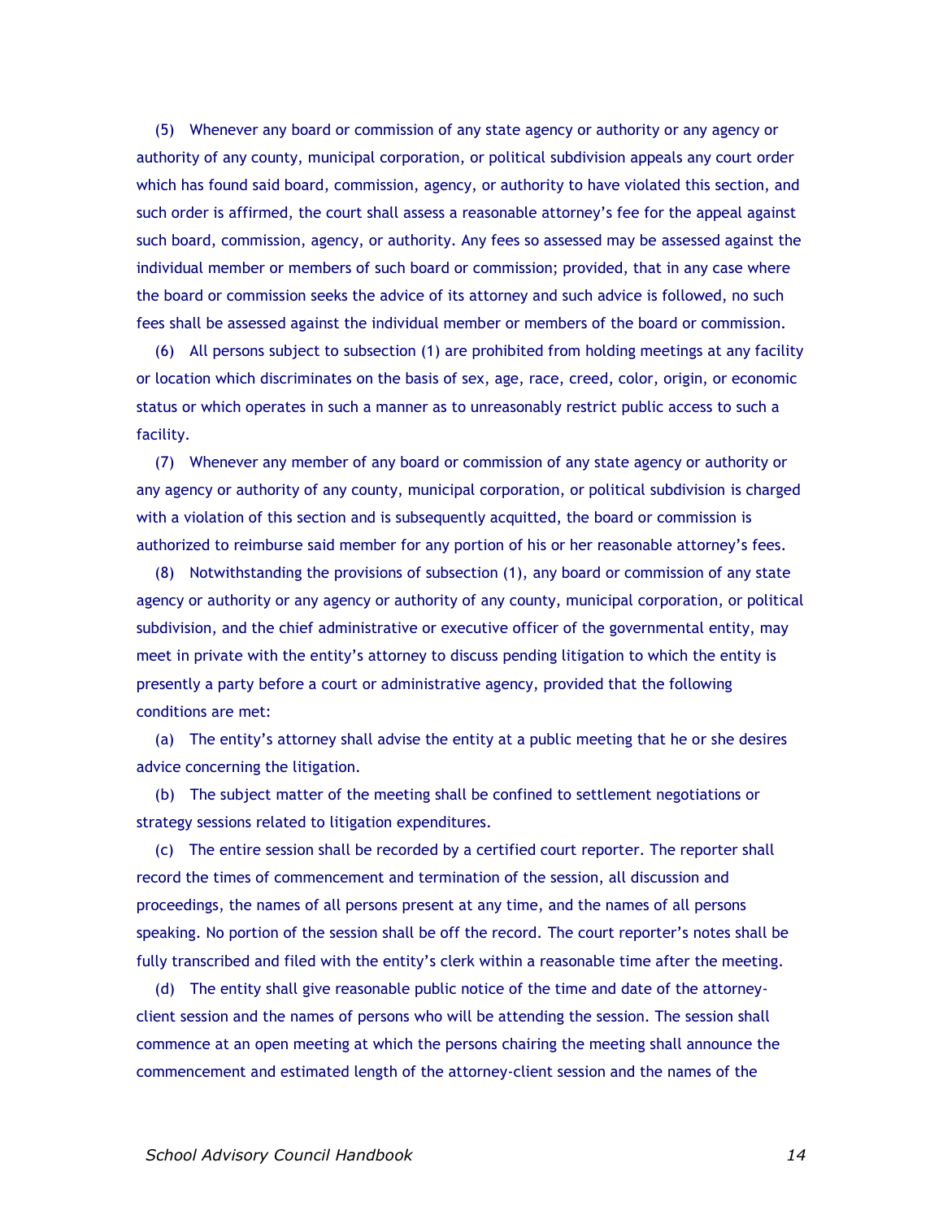(5) Whenever any board or commission of any state agency or authority or any agency or authority of any county, municipal corporation, or political subdivision appeals any court order which has found said board, commission, agency, or authority to have violated this section, and such order is affirmed, the court shall assess a reasonable attorney's fee for the appeal against such board, commission, agency, or authority. Any fees so assessed may be assessed against the individual member or members of such board or commission; provided, that in any case where the board or commission seeks the advice of its attorney and such advice is followed, no such fees shall be assessed against the individual member or members of the board or commission.

(6) All persons subject to subsection (1) are prohibited from holding meetings at any facility or location which discriminates on the basis of sex, age, race, creed, color, origin, or economic status or which operates in such a manner as to unreasonably restrict public access to such a facility.

(7) Whenever any member of any board or commission of any state agency or authority or any agency or authority of any county, municipal corporation, or political subdivision is charged with a violation of this section and is subsequently acquitted, the board or commission is authorized to reimburse said member for any portion of his or her reasonable attorney's fees.

(8) Notwithstanding the provisions of subsection (1), any board or commission of any state agency or authority or any agency or authority of any county, municipal corporation, or political subdivision, and the chief administrative or executive officer of the governmental entity, may meet in private with the entity's attorney to discuss pending litigation to which the entity is presently a party before a court or administrative agency, provided that the following conditions are met:

(a) The entity's attorney shall advise the entity at a public meeting that he or she desires advice concerning the litigation.

(b) The subject matter of the meeting shall be confined to settlement negotiations or strategy sessions related to litigation expenditures.

(c) The entire session shall be recorded by a certified court reporter. The reporter shall record the times of commencement and termination of the session, all discussion and proceedings, the names of all persons present at any time, and the names of all persons speaking. No portion of the session shall be off the record. The court reporter's notes shall be fully transcribed and filed with the entity's clerk within a reasonable time after the meeting.

(d) The entity shall give reasonable public notice of the time and date of the attorney-client session and the names of persons who will be attending the session. The session shall commence at an open meeting at which the persons chairing the meeting shall announce the commencement and estimated length of the attorney-client session and the names of the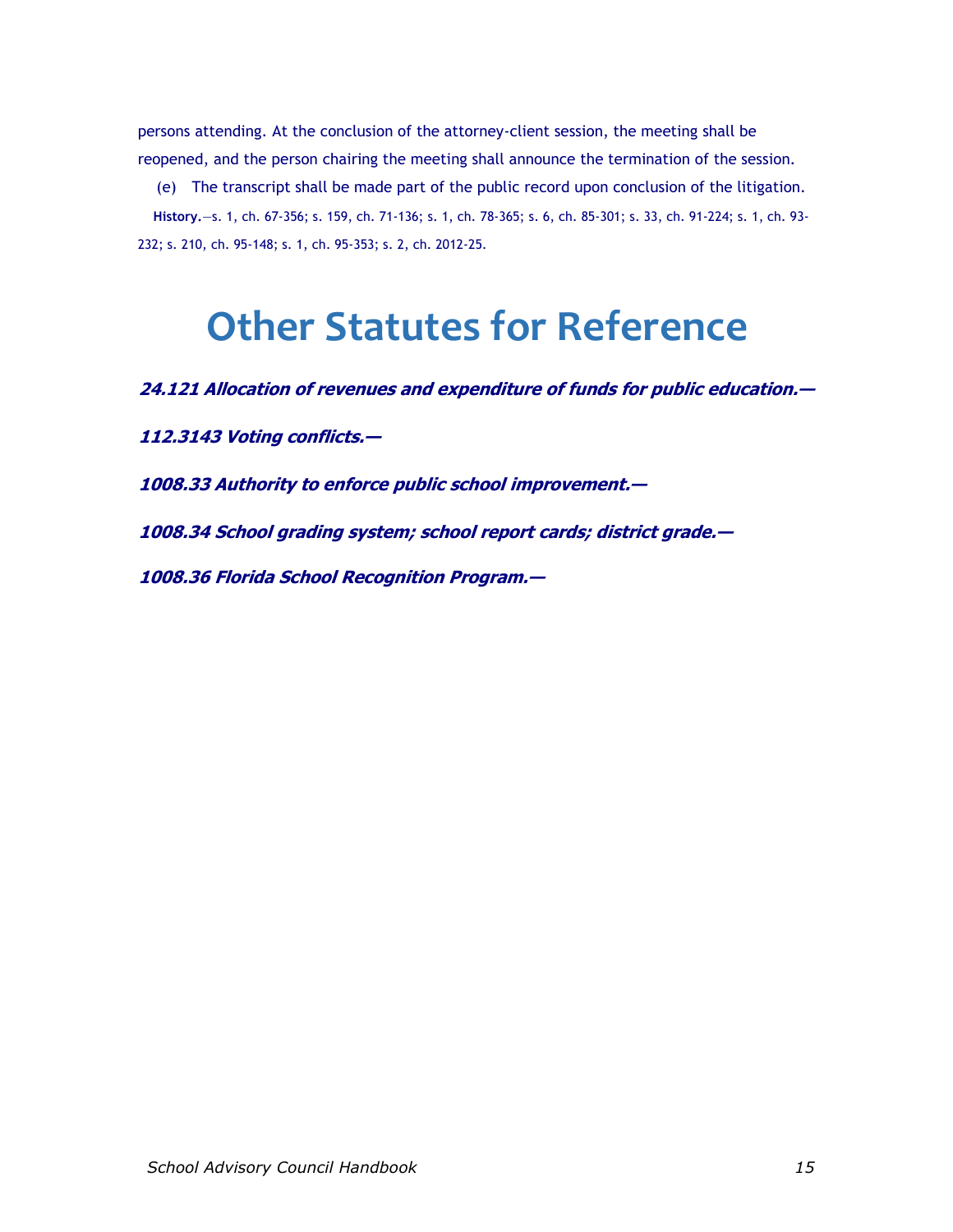persons attending. At the conclusion of the attorney-client session, the meeting shall be reopened, and the person chairing the meeting shall announce the termination of the session.

(e) The transcript shall be made part of the public record upon conclusion of the litigation.

**History.**—s. 1, ch. 67-356; s. 159, ch. 71-136; s. 1, ch. 78-365; s. 6, ch. 85-301; s. 33, ch. 91-224; s. 1, ch. 93-232; s. 210, ch. 95-148; s. 1, ch. 95-353; s. 2, ch. 2012-25.

# Other Statutes for Reference

***24.121 Allocation of revenues and expenditure of funds for public education.—***

***112.3143 Voting conflicts.—***

***1008.33 Authority to enforce public school improvement.—***

***1008.34 School grading system; school report cards; district grade.—***

***1008.36 Florida School Recognition Program.—***